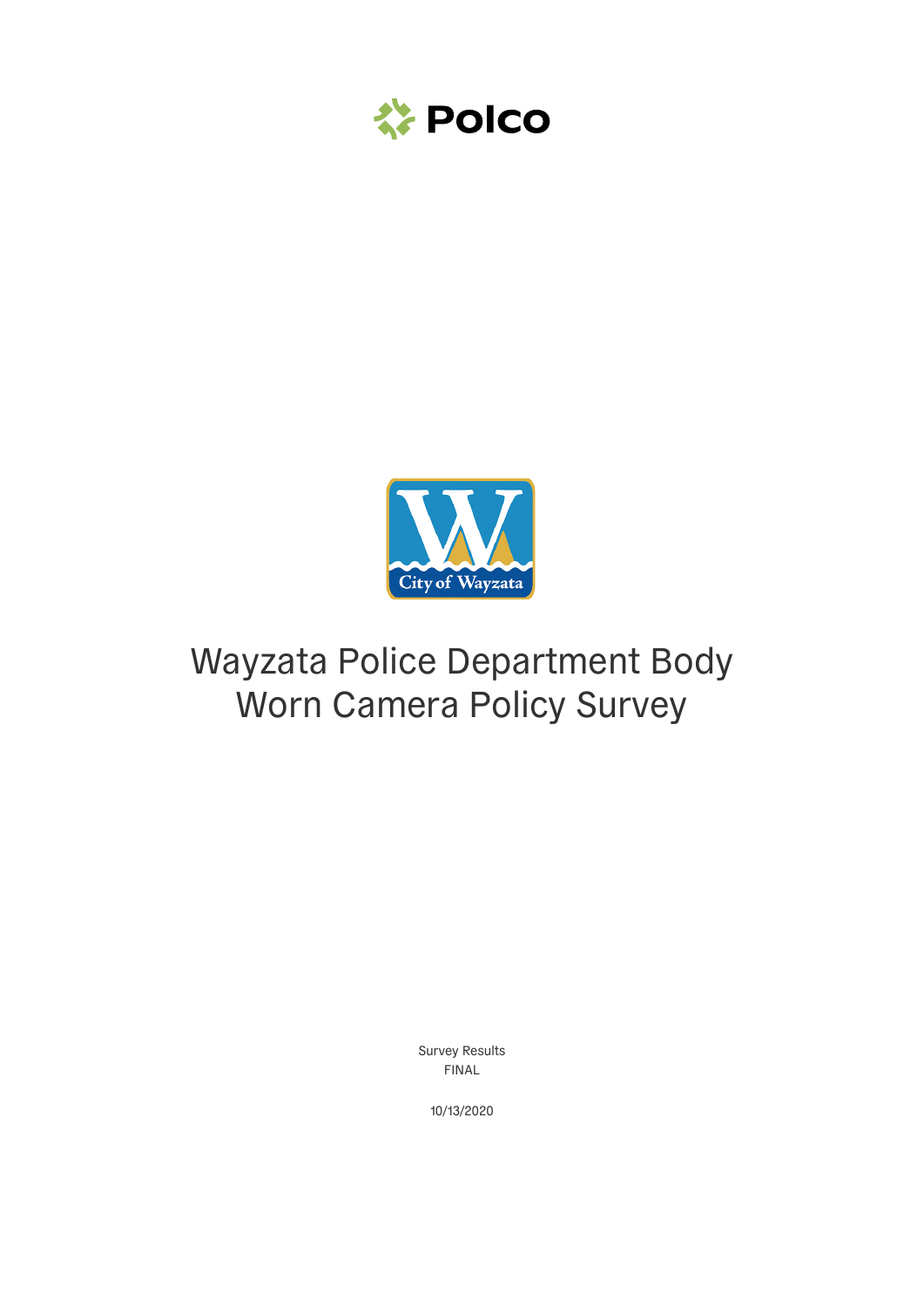Polco

City of Wayzata

# Wayzata Police Department Body Worn Camera Policy Survey

Survey Results
FINAL

10/13/2020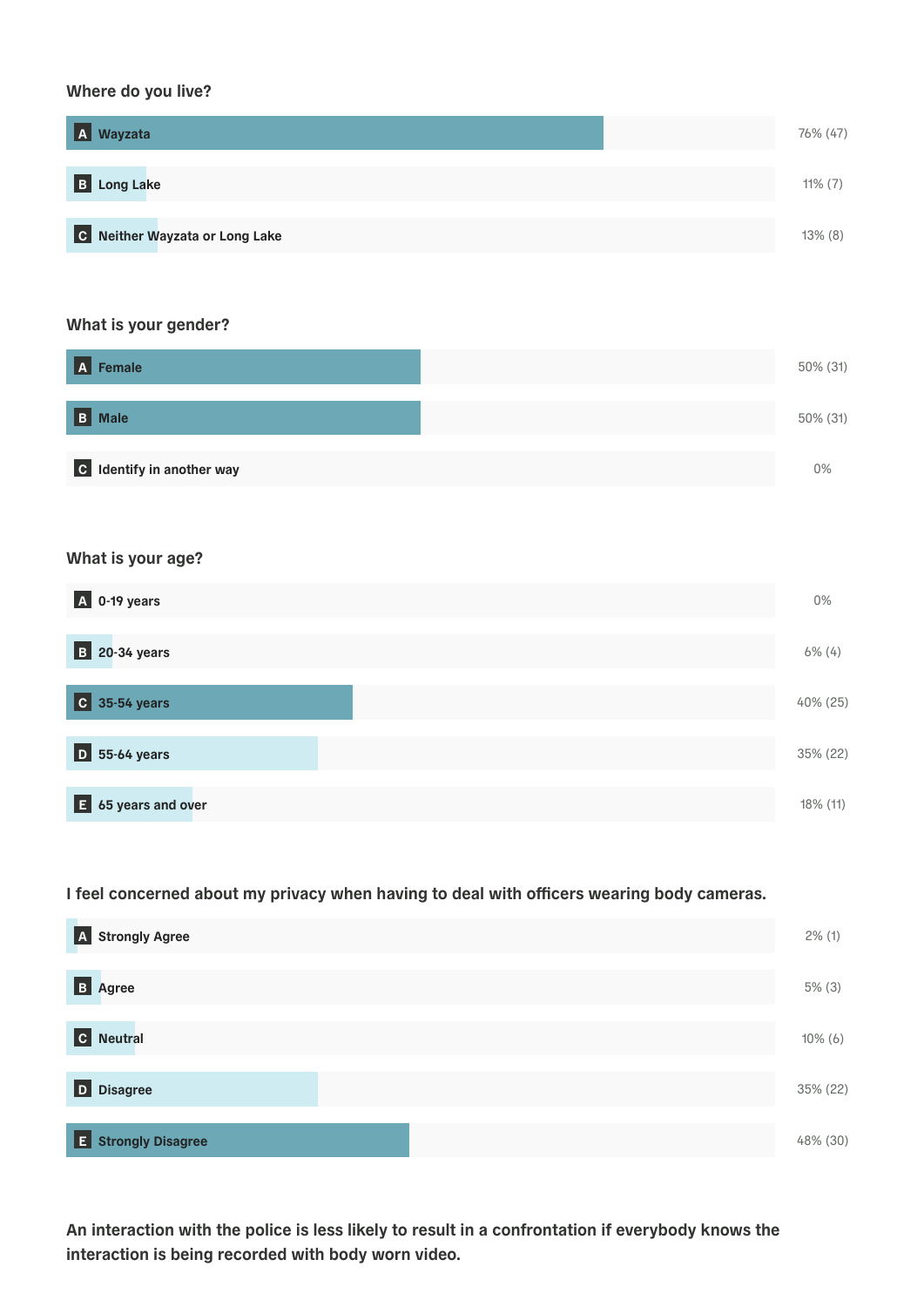### Where do you live?

| | Response | Result |
|---|---|---|
| A | Wayzata | 76% (47) |
| B | Long Lake | 11% (7) |
| C | Neither Wayzata or Long Lake | 13% (8) |

### What is your gender?

| | Response | Result |
|---|---|---|
| A | Female | 50% (31) |
| B | Male | 50% (31) |
| C | Identify in another way | 0% |

### What is your age?

| | Response | Result |
|---|---|---|
| A | 0-19 years | 0% |
| B | 20-34 years | 6% (4) |
| C | 35-54 years | 40% (25) |
| D | 55-64 years | 35% (22) |
| E | 65 years and over | 18% (11) |

### I feel concerned about my privacy when having to deal with officers wearing body cameras.

| | Response | Result |
|---|---|---|
| A | Strongly Agree | 2% (1) |
| B | Agree | 5% (3) |
| C | Neutral | 10% (6) |
| D | Disagree | 35% (22) |
| E | Strongly Disagree | 48% (30) |

### An interaction with the police is less likely to result in a confrontation if everybody knows the interaction is being recorded with body worn video.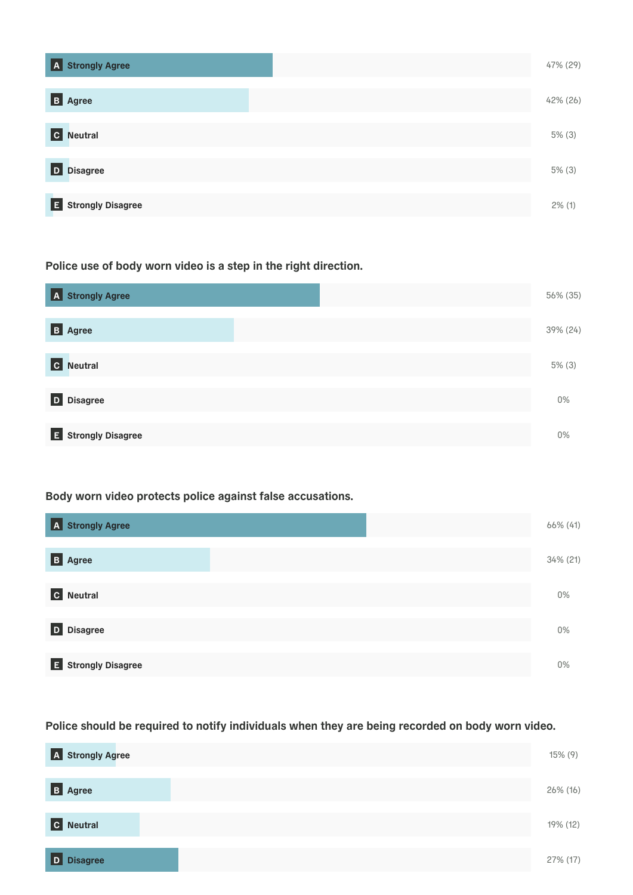| Response | Result |
| --- | --- |
| A Strongly Agree | 47% (29) |
| B Agree | 42% (26) |
| C Neutral | 5% (3) |
| D Disagree | 5% (3) |
| E Strongly Disagree | 2% (1) |

**Police use of body worn video is a step in the right direction.**

| Response | Result |
| --- | --- |
| A Strongly Agree | 56% (35) |
| B Agree | 39% (24) |
| C Neutral | 5% (3) |
| D Disagree | 0% |
| E Strongly Disagree | 0% |

**Body worn video protects police against false accusations.**

| Response | Result |
| --- | --- |
| A Strongly Agree | 66% (41) |
| B Agree | 34% (21) |
| C Neutral | 0% |
| D Disagree | 0% |
| E Strongly Disagree | 0% |

**Police should be required to notify individuals when they are being recorded on body worn video.**

| Response | Result |
| --- | --- |
| A Strongly Agree | 15% (9) |
| B Agree | 26% (16) |
| C Neutral | 19% (12) |
| D Disagree | 27% (17) |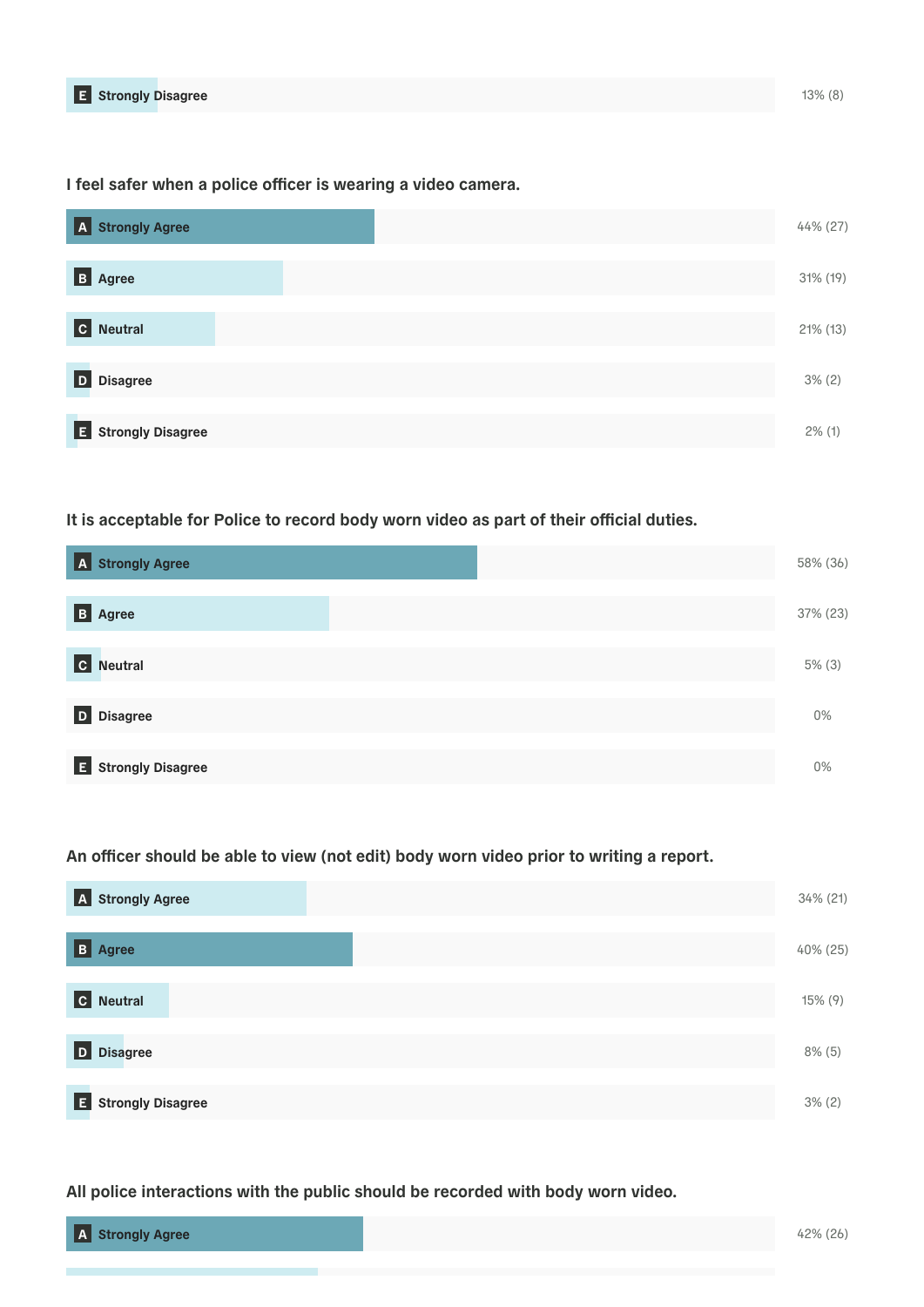| Response | Result |
|---|---|
| E Strongly Disagree | 13% (8) |

**I feel safer when a police officer is wearing a video camera.**

| Response | Result |
|---|---|
| A Strongly Agree | 44% (27) |
| B Agree | 31% (19) |
| C Neutral | 21% (13) |
| D Disagree | 3% (2) |
| E Strongly Disagree | 2% (1) |

**It is acceptable for Police to record body worn video as part of their official duties.**

| Response | Result |
|---|---|
| A Strongly Agree | 58% (36) |
| B Agree | 37% (23) |
| C Neutral | 5% (3) |
| D Disagree | 0% |
| E Strongly Disagree | 0% |

**An officer should be able to view (not edit) body worn video prior to writing a report.**

| Response | Result |
|---|---|
| A Strongly Agree | 34% (21) |
| B Agree | 40% (25) |
| C Neutral | 15% (9) |
| D Disagree | 8% (5) |
| E Strongly Disagree | 3% (2) |

**All police interactions with the public should be recorded with body worn video.**

| Response | Result |
|---|---|
| A Strongly Agree | 42% (26) |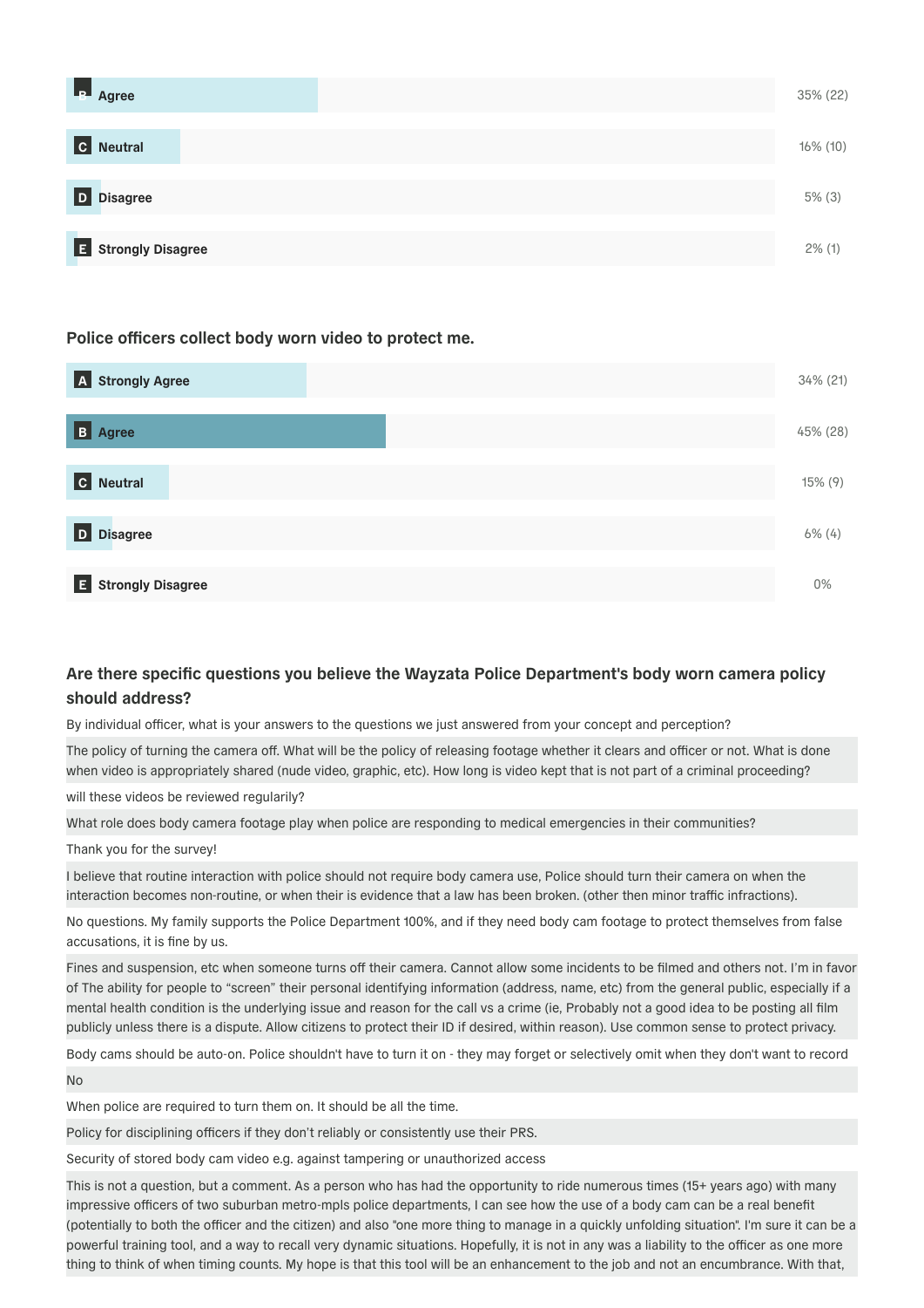| Response | Result |
|---|---|
| B Agree | 35% (22) |
| C Neutral | 16% (10) |
| D Disagree | 5% (3) |
| E Strongly Disagree | 2% (1) |

### Police officers collect body worn video to protect me.

| Response | Result |
|---|---|
| A Strongly Agree | 34% (21) |
| B Agree | 45% (28) |
| C Neutral | 15% (9) |
| D Disagree | 6% (4) |
| E Strongly Disagree | 0% |

### Are there specific questions you believe the Wayzata Police Department's body worn camera policy should address?

By individual officer, what is your answers to the questions we just answered from your concept and perception?

The policy of turning the camera off. What will be the policy of releasing footage whether it clears and officer or not. What is done when video is appropriately shared (nude video, graphic, etc). How long is video kept that is not part of a criminal proceeding?

will these videos be reviewed regularly?

What role does body camera footage play when police are responding to medical emergencies in their communities?

Thank you for the survey!

I believe that routine interaction with police should not require body camera use, Police should turn their camera on when the interaction becomes non-routine, or when their is evidence that a law has been broken. (other then minor traffic infractions).

No questions. My family supports the Police Department 100%, and if they need body cam footage to protect themselves from false accusations, it is fine by us.

Fines and suspension, etc when someone turns off their camera. Cannot allow some incidents to be filmed and others not. I'm in favor of The ability for people to "screen" their personal identifying information (address, name, etc) from the general public, especially if a mental health condition is the underlying issue and reason for the call vs a crime (ie, Probably not a good idea to be posting all film publicly unless there is a dispute. Allow citizens to protect their ID if desired, within reason). Use common sense to protect privacy.

Body cams should be auto-on. Police shouldn't have to turn it on - they may forget or selectively omit when they don't want to record

No

When police are required to turn them on. It should be all the time.

Policy for disciplining officers if they don't reliably or consistently use their PRS.

Security of stored body cam video e.g. against tampering or unauthorized access

This is not a question, but a comment. As a person who has had the opportunity to ride numerous times (15+ years ago) with many impressive officers of two suburban metro-mpls police departments, I can see how the use of a body cam can be a real benefit (potentially to both the officer and the citizen) and also "one more thing to manage in a quickly unfolding situation". I'm sure it can be a powerful training tool, and a way to recall very dynamic situations. Hopefully, it is not in any was a liability to the officer as one more thing to think of when timing counts. My hope is that this tool will be an enhancement to the job and not an encumbrance. With that,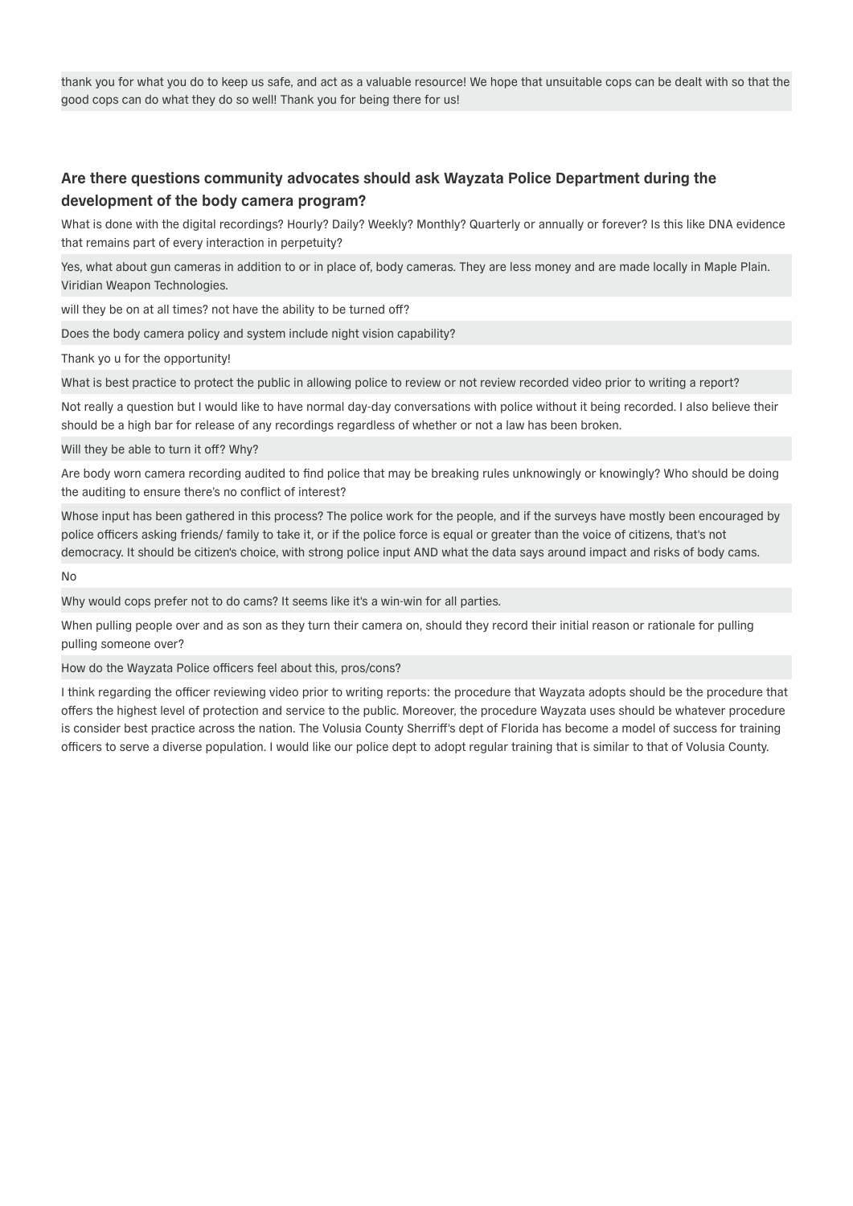thank you for what you do to keep us safe, and act as a valuable resource! We hope that unsuitable cops can be dealt with so that the good cops can do what they do so well! Thank you for being there for us!

### Are there questions community advocates should ask Wayzata Police Department during the development of the body camera program?

What is done with the digital recordings? Hourly? Daily? Weekly? Monthly? Quarterly or annually or forever? Is this like DNA evidence that remains part of every interaction in perpetuity?

Yes, what about gun cameras in addition to or in place of, body cameras. They are less money and are made locally in Maple Plain. Viridian Weapon Technologies.

will they be on at all times? not have the ability to be turned off?

Does the body camera policy and system include night vision capability?

Thank yo u for the opportunity!

What is best practice to protect the public in allowing police to review or not review recorded video prior to writing a report?

Not really a question but I would like to have normal day-day conversations with police without it being recorded. I also believe their should be a high bar for release of any recordings regardless of whether or not a law has been broken.

Will they be able to turn it off? Why?

Are body worn camera recording audited to find police that may be breaking rules unknowingly or knowingly? Who should be doing the auditing to ensure there's no conflict of interest?

Whose input has been gathered in this process? The police work for the people, and if the surveys have mostly been encouraged by police officers asking friends/ family to take it, or if the police force is equal or greater than the voice of citizens, that's not democracy. It should be citizen's choice, with strong police input AND what the data says around impact and risks of body cams.

No

Why would cops prefer not to do cams? It seems like it's a win-win for all parties.

When pulling people over and as son as they turn their camera on, should they record their initial reason or rationale for pulling pulling someone over?

How do the Wayzata Police officers feel about this, pros/cons?

I think regarding the officer reviewing video prior to writing reports: the procedure that Wayzata adopts should be the procedure that offers the highest level of protection and service to the public. Moreover, the procedure Wayzata uses should be whatever procedure is consider best practice across the nation. The Volusia County Sherriff's dept of Florida has become a model of success for training officers to serve a diverse population. I would like our police dept to adopt regular training that is similar to that of Volusia County.